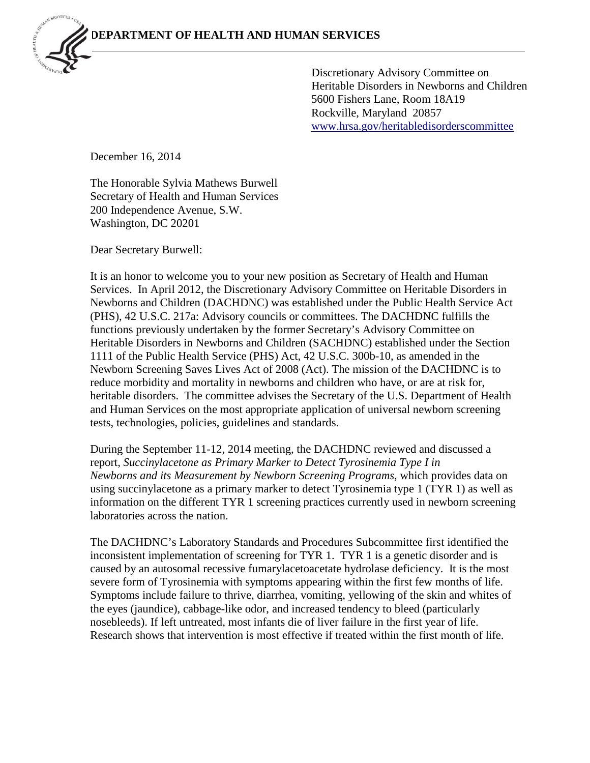**DEPARTMENT OF HEALTH AND HUMAN SERVICES**

Discretionary Advisory Committee on
Heritable Disorders in Newborns and Children
5600 Fishers Lane, Room 18A19
Rockville, Maryland 20857
www.hrsa.gov/heritabledisorderscommittee

December 16, 2014

The Honorable Sylvia Mathews Burwell
Secretary of Health and Human Services
200 Independence Avenue, S.W.
Washington, DC 20201

Dear Secretary Burwell:

It is an honor to welcome you to your new position as Secretary of Health and Human Services. In April 2012, the Discretionary Advisory Committee on Heritable Disorders in Newborns and Children (DACHDNC) was established under the Public Health Service Act (PHS), 42 U.S.C. 217a: Advisory councils or committees. The DACHDNC fulfills the functions previously undertaken by the former Secretary's Advisory Committee on Heritable Disorders in Newborns and Children (SACHDNC) established under the Section 1111 of the Public Health Service (PHS) Act, 42 U.S.C. 300b-10, as amended in the Newborn Screening Saves Lives Act of 2008 (Act). The mission of the DACHDNC is to reduce morbidity and mortality in newborns and children who have, or are at risk for, heritable disorders. The committee advises the Secretary of the U.S. Department of Health and Human Services on the most appropriate application of universal newborn screening tests, technologies, policies, guidelines and standards.

During the September 11-12, 2014 meeting, the DACHDNC reviewed and discussed a report, *Succinylacetone as Primary Marker to Detect Tyrosinemia Type I in Newborns and its Measurement by Newborn Screening Programs*, which provides data on using succinylacetone as a primary marker to detect Tyrosinemia type 1 (TYR 1) as well as information on the different TYR 1 screening practices currently used in newborn screening laboratories across the nation.

The DACHDNC's Laboratory Standards and Procedures Subcommittee first identified the inconsistent implementation of screening for TYR 1. TYR 1 is a genetic disorder and is caused by an autosomal recessive fumarylacetoacetate hydrolase deficiency. It is the most severe form of Tyrosinemia with symptoms appearing within the first few months of life. Symptoms include failure to thrive, diarrhea, vomiting, yellowing of the skin and whites of the eyes (jaundice), cabbage-like odor, and increased tendency to bleed (particularly nosebleeds). If left untreated, most infants die of liver failure in the first year of life. Research shows that intervention is most effective if treated within the first month of life.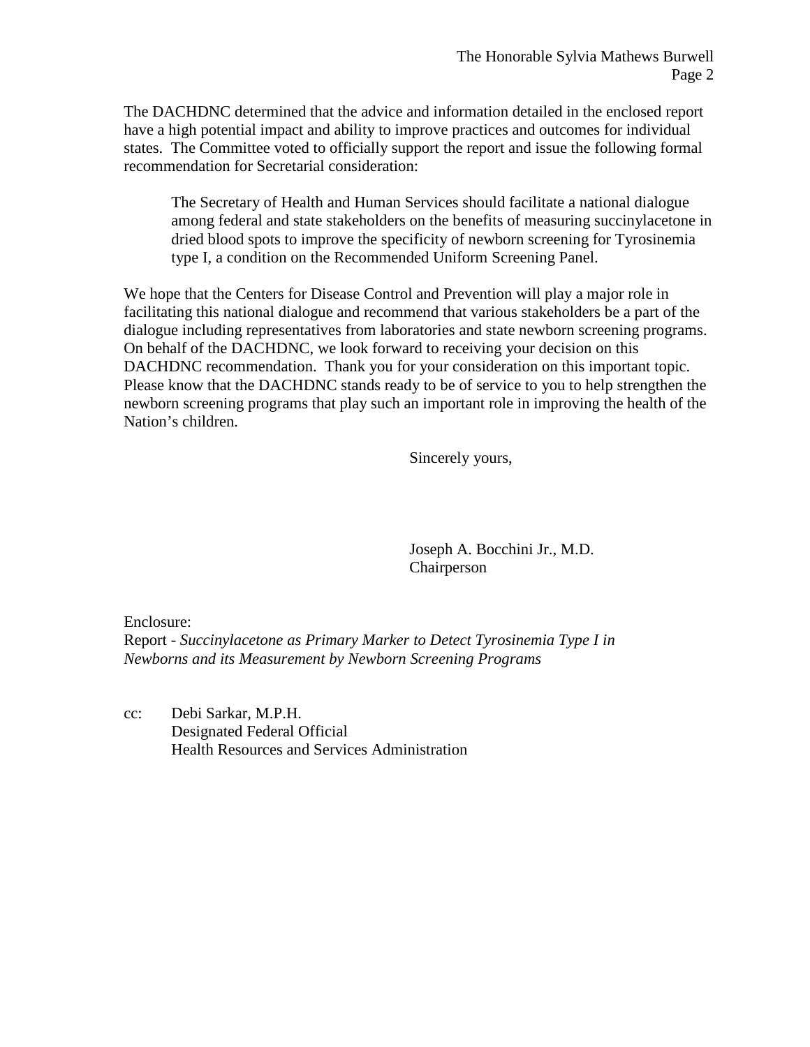The DACHDNC determined that the advice and information detailed in the enclosed report have a high potential impact and ability to improve practices and outcomes for individual states. The Committee voted to officially support the report and issue the following formal recommendation for Secretarial consideration:

> The Secretary of Health and Human Services should facilitate a national dialogue among federal and state stakeholders on the benefits of measuring succinylacetone in dried blood spots to improve the specificity of newborn screening for Tyrosinemia type I, a condition on the Recommended Uniform Screening Panel.

We hope that the Centers for Disease Control and Prevention will play a major role in facilitating this national dialogue and recommend that various stakeholders be a part of the dialogue including representatives from laboratories and state newborn screening programs. On behalf of the DACHDNC, we look forward to receiving your decision on this DACHDNC recommendation. Thank you for your consideration on this important topic. Please know that the DACHDNC stands ready to be of service to you to help strengthen the newborn screening programs that play such an important role in improving the health of the Nation's children.

Sincerely yours,

Joseph A. Bocchini Jr., M.D.
Chairperson

Enclosure:
Report - *Succinylacetone as Primary Marker to Detect Tyrosinemia Type I in Newborns and its Measurement by Newborn Screening Programs*

cc: Debi Sarkar, M.P.H.
Designated Federal Official
Health Resources and Services Administration